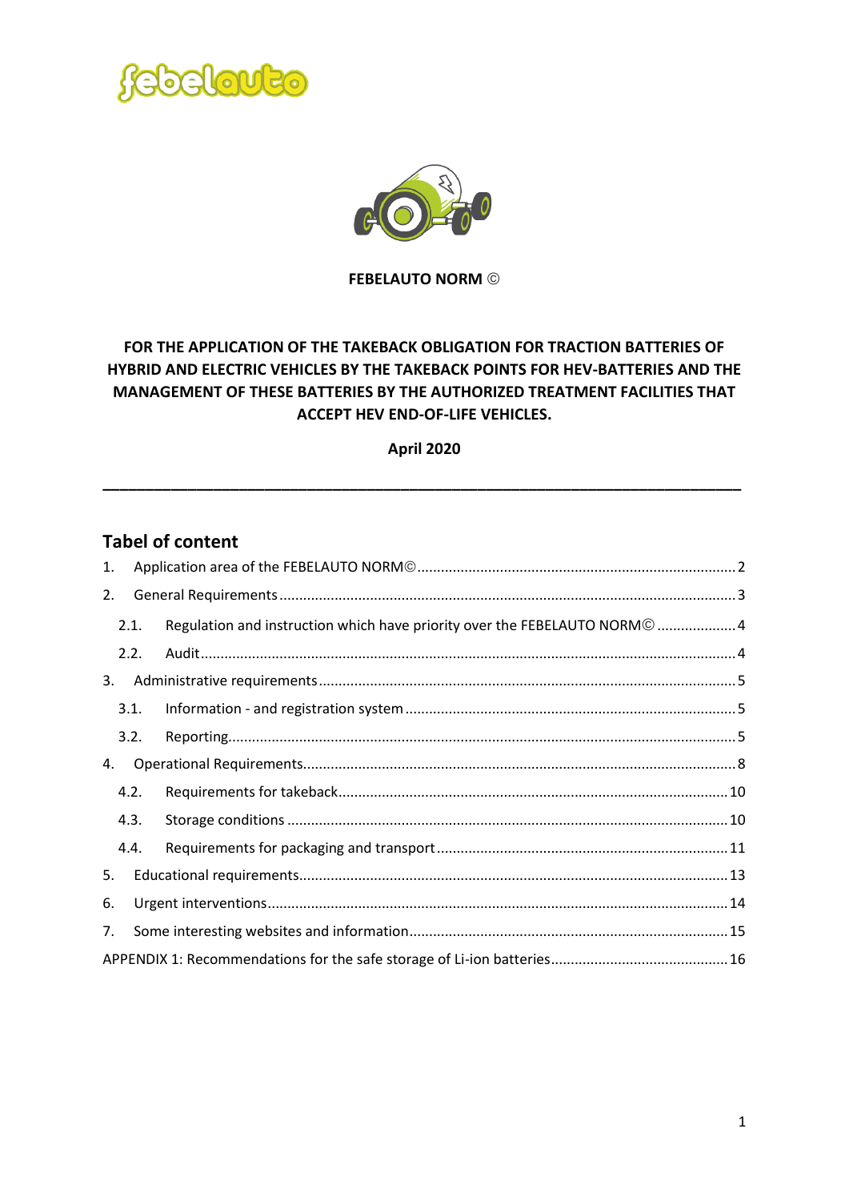**FEBELAUTO NORM ©**

**FOR THE APPLICATION OF THE TAKEBACK OBLIGATION FOR TRACTION BATTERIES OF HYBRID AND ELECTRIC VEHICLES BY THE TAKEBACK POINTS FOR HEV-BATTERIES AND THE MANAGEMENT OF THESE BATTERIES BY THE AUTHORIZED TREATMENT FACILITIES THAT ACCEPT HEV END-OF-LIFE VEHICLES.**

**April 2020**

---

## Tabel of content

1. Application area of the FEBELAUTO NORM© ..... 2
2. General Requirements ..... 3
   - 2.1. Regulation and instruction which have priority over the FEBELAUTO NORM© ..... 4
   - 2.2. Audit ..... 4
3. Administrative requirements ..... 5
   - 3.1. Information - and registration system ..... 5
   - 3.2. Reporting ..... 5
4. Operational Requirements ..... 8
   - 4.2. Requirements for takeback ..... 10
   - 4.3. Storage conditions ..... 10
   - 4.4. Requirements for packaging and transport ..... 11
5. Educational requirements ..... 13
6. Urgent interventions ..... 14
7. Some interesting websites and information ..... 15

APPENDIX 1: Recommendations for the safe storage of Li-ion batteries ..... 16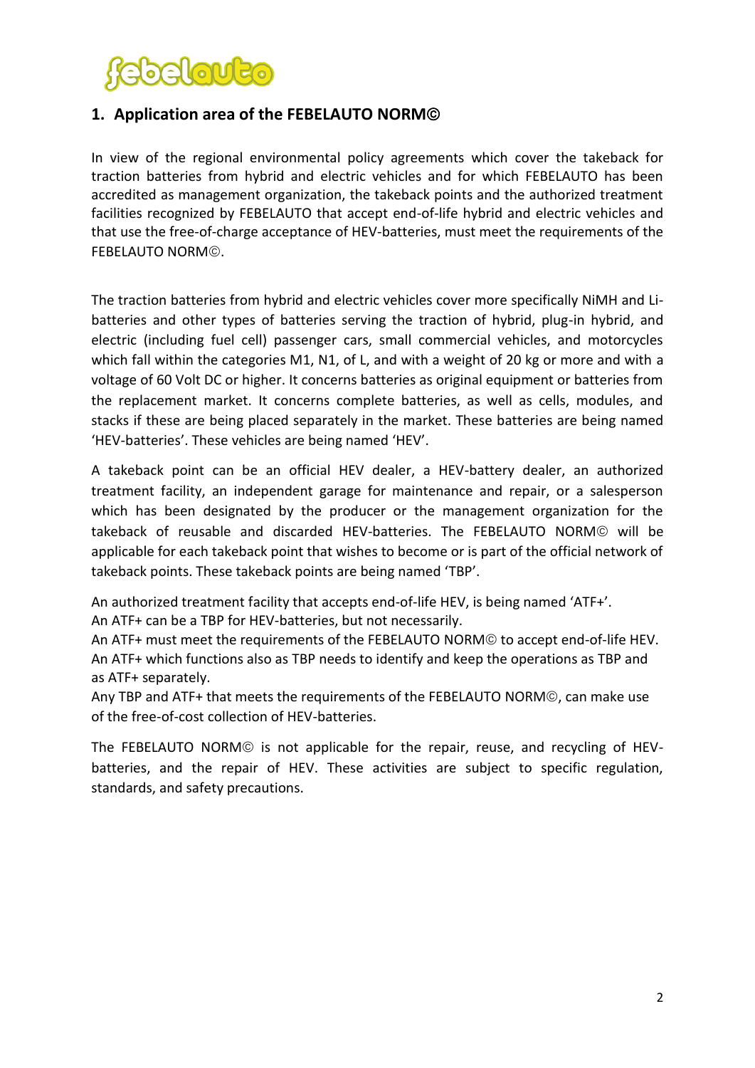## 1. Application area of the FEBELAUTO NORM©

In view of the regional environmental policy agreements which cover the takeback for traction batteries from hybrid and electric vehicles and for which FEBELAUTO has been accredited as management organization, the takeback points and the authorized treatment facilities recognized by FEBELAUTO that accept end-of-life hybrid and electric vehicles and that use the free-of-charge acceptance of HEV-batteries, must meet the requirements of the FEBELAUTO NORM©.

The traction batteries from hybrid and electric vehicles cover more specifically NiMH and Li-batteries and other types of batteries serving the traction of hybrid, plug-in hybrid, and electric (including fuel cell) passenger cars, small commercial vehicles, and motorcycles which fall within the categories M1, N1, of L, and with a weight of 20 kg or more and with a voltage of 60 Volt DC or higher. It concerns batteries as original equipment or batteries from the replacement market. It concerns complete batteries, as well as cells, modules, and stacks if these are being placed separately in the market. These batteries are being named 'HEV-batteries'. These vehicles are being named 'HEV'.

A takeback point can be an official HEV dealer, a HEV-battery dealer, an authorized treatment facility, an independent garage for maintenance and repair, or a salesperson which has been designated by the producer or the management organization for the takeback of reusable and discarded HEV-batteries. The FEBELAUTO NORM© will be applicable for each takeback point that wishes to become or is part of the official network of takeback points. These takeback points are being named 'TBP'.

An authorized treatment facility that accepts end-of-life HEV, is being named 'ATF+'.
An ATF+ can be a TBP for HEV-batteries, but not necessarily.
An ATF+ must meet the requirements of the FEBELAUTO NORM© to accept end-of-life HEV.
An ATF+ which functions also as TBP needs to identify and keep the operations as TBP and as ATF+ separately.
Any TBP and ATF+ that meets the requirements of the FEBELAUTO NORM©, can make use of the free-of-cost collection of HEV-batteries.

The FEBELAUTO NORM© is not applicable for the repair, reuse, and recycling of HEV-batteries, and the repair of HEV. These activities are subject to specific regulation, standards, and safety precautions.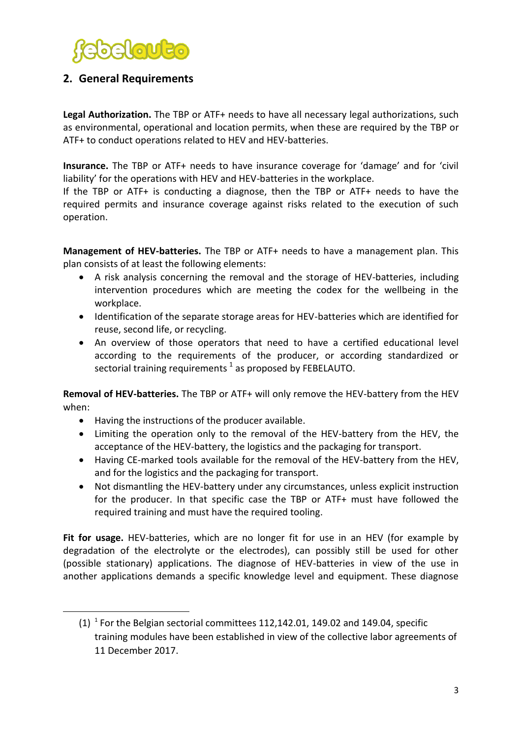## 2. General Requirements

**Legal Authorization.** The TBP or ATF+ needs to have all necessary legal authorizations, such as environmental, operational and location permits, when these are required by the TBP or ATF+ to conduct operations related to HEV and HEV-batteries.

**Insurance.** The TBP or ATF+ needs to have insurance coverage for 'damage' and for 'civil liability' for the operations with HEV and HEV-batteries in the workplace.
If the TBP or ATF+ is conducting a diagnose, then the TBP or ATF+ needs to have the required permits and insurance coverage against risks related to the execution of such operation.

**Management of HEV-batteries.** The TBP or ATF+ needs to have a management plan. This plan consists of at least the following elements:

- A risk analysis concerning the removal and the storage of HEV-batteries, including intervention procedures which are meeting the codex for the wellbeing in the workplace.
- Identification of the separate storage areas for HEV-batteries which are identified for reuse, second life, or recycling.
- An overview of those operators that need to have a certified educational level according to the requirements of the producer, or according standardized or sectorial training requirements [1] as proposed by FEBELAUTO.

**Removal of HEV-batteries.** The TBP or ATF+ will only remove the HEV-battery from the HEV when:

- Having the instructions of the producer available.
- Limiting the operation only to the removal of the HEV-battery from the HEV, the acceptance of the HEV-battery, the logistics and the packaging for transport.
- Having CE-marked tools available for the removal of the HEV-battery from the HEV, and for the logistics and the packaging for transport.
- Not dismantling the HEV-battery under any circumstances, unless explicit instruction for the producer. In that specific case the TBP or ATF+ must have followed the required training and must have the required tooling.

**Fit for usage.** HEV-batteries, which are no longer fit for use in an HEV (for example by degradation of the electrolyte or the electrodes), can possibly still be used for other (possible stationary) applications. The diagnose of HEV-batteries in view of the use in another applications demands a specific knowledge level and equipment. These diagnose

(1) [1] For the Belgian sectorial committees 112,142.01, 149.02 and 149.04, specific training modules have been established in view of the collective labor agreements of 11 December 2017.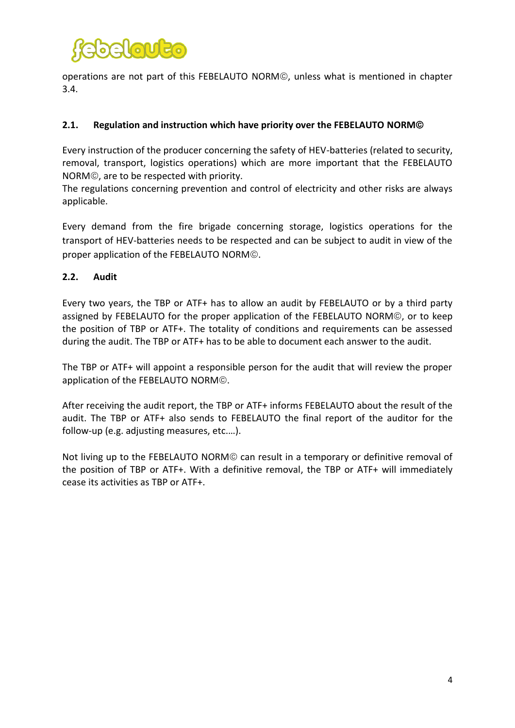operations are not part of this FEBELAUTO NORM©, unless what is mentioned in chapter 3.4.

### 2.1. Regulation and instruction which have priority over the FEBELAUTO NORM©

Every instruction of the producer concerning the safety of HEV-batteries (related to security, removal, transport, logistics operations) which are more important that the FEBELAUTO NORM©, are to be respected with priority.
The regulations concerning prevention and control of electricity and other risks are always applicable.

Every demand from the fire brigade concerning storage, logistics operations for the transport of HEV-batteries needs to be respected and can be subject to audit in view of the proper application of the FEBELAUTO NORM©.

### 2.2. Audit

Every two years, the TBP or ATF+ has to allow an audit by FEBELAUTO or by a third party assigned by FEBELAUTO for the proper application of the FEBELAUTO NORM©, or to keep the position of TBP or ATF+. The totality of conditions and requirements can be assessed during the audit. The TBP or ATF+ has to be able to document each answer to the audit.

The TBP or ATF+ will appoint a responsible person for the audit that will review the proper application of the FEBELAUTO NORM©.

After receiving the audit report, the TBP or ATF+ informs FEBELAUTO about the result of the audit. The TBP or ATF+ also sends to FEBELAUTO the final report of the auditor for the follow-up (e.g. adjusting measures, etc.…).

Not living up to the FEBELAUTO NORM© can result in a temporary or definitive removal of the position of TBP or ATF+. With a definitive removal, the TBP or ATF+ will immediately cease its activities as TBP or ATF+.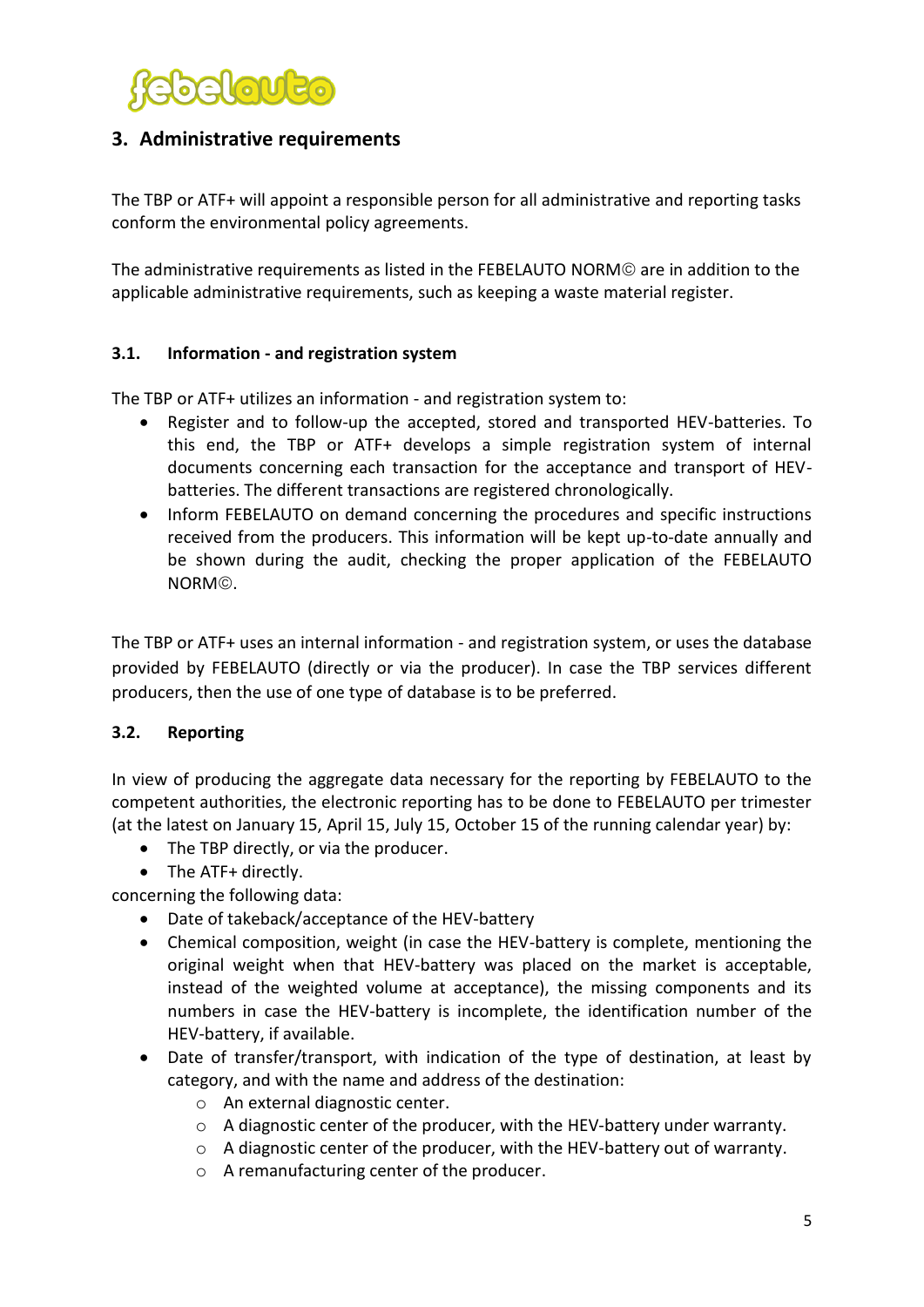## 3. Administrative requirements

The TBP or ATF+ will appoint a responsible person for all administrative and reporting tasks conform the environmental policy agreements.

The administrative requirements as listed in the FEBELAUTO NORM© are in addition to the applicable administrative requirements, such as keeping a waste material register.

### 3.1. Information - and registration system

The TBP or ATF+ utilizes an information - and registration system to:

- Register and to follow-up the accepted, stored and transported HEV-batteries. To this end, the TBP or ATF+ develops a simple registration system of internal documents concerning each transaction for the acceptance and transport of HEV-batteries. The different transactions are registered chronologically.
- Inform FEBELAUTO on demand concerning the procedures and specific instructions received from the producers. This information will be kept up-to-date annually and be shown during the audit, checking the proper application of the FEBELAUTO NORM©.

The TBP or ATF+ uses an internal information - and registration system, or uses the database provided by FEBELAUTO (directly or via the producer). In case the TBP services different producers, then the use of one type of database is to be preferred.

### 3.2. Reporting

In view of producing the aggregate data necessary for the reporting by FEBELAUTO to the competent authorities, the electronic reporting has to be done to FEBELAUTO per trimester (at the latest on January 15, April 15, July 15, October 15 of the running calendar year) by:

- The TBP directly, or via the producer.
- The ATF+ directly.

concerning the following data:

- Date of takeback/acceptance of the HEV-battery
- Chemical composition, weight (in case the HEV-battery is complete, mentioning the original weight when that HEV-battery was placed on the market is acceptable, instead of the weighted volume at acceptance), the missing components and its numbers in case the HEV-battery is incomplete, the identification number of the HEV-battery, if available.
- Date of transfer/transport, with indication of the type of destination, at least by category, and with the name and address of the destination:
  - An external diagnostic center.
  - A diagnostic center of the producer, with the HEV-battery under warranty.
  - A diagnostic center of the producer, with the HEV-battery out of warranty.
  - A remanufacturing center of the producer.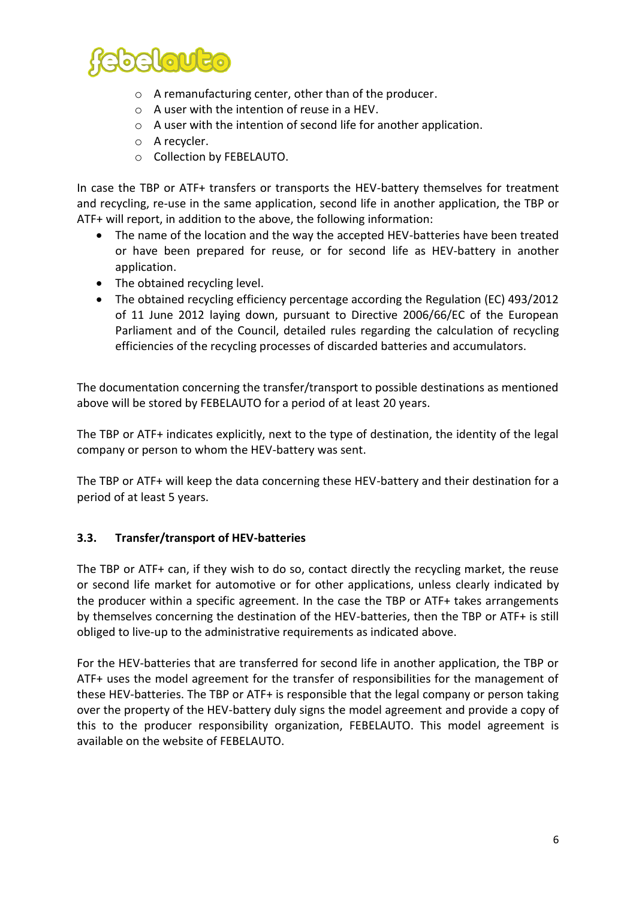- A remanufacturing center, other than of the producer.
- A user with the intention of reuse in a HEV.
- A user with the intention of second life for another application.
- A recycler.
- Collection by FEBELAUTO.

In case the TBP or ATF+ transfers or transports the HEV-battery themselves for treatment and recycling, re-use in the same application, second life in another application, the TBP or ATF+ will report, in addition to the above, the following information:

- The name of the location and the way the accepted HEV-batteries have been treated or have been prepared for reuse, or for second life as HEV-battery in another application.
- The obtained recycling level.
- The obtained recycling efficiency percentage according the Regulation (EC) 493/2012 of 11 June 2012 laying down, pursuant to Directive 2006/66/EC of the European Parliament and of the Council, detailed rules regarding the calculation of recycling efficiencies of the recycling processes of discarded batteries and accumulators.

The documentation concerning the transfer/transport to possible destinations as mentioned above will be stored by FEBELAUTO for a period of at least 20 years.

The TBP or ATF+ indicates explicitly, next to the type of destination, the identity of the legal company or person to whom the HEV-battery was sent.

The TBP or ATF+ will keep the data concerning these HEV-battery and their destination for a period of at least 5 years.

### 3.3. Transfer/transport of HEV-batteries

The TBP or ATF+ can, if they wish to do so, contact directly the recycling market, the reuse or second life market for automotive or for other applications, unless clearly indicated by the producer within a specific agreement. In the case the TBP or ATF+ takes arrangements by themselves concerning the destination of the HEV-batteries, then the TBP or ATF+ is still obliged to live-up to the administrative requirements as indicated above.

For the HEV-batteries that are transferred for second life in another application, the TBP or ATF+ uses the model agreement for the transfer of responsibilities for the management of these HEV-batteries. The TBP or ATF+ is responsible that the legal company or person taking over the property of the HEV-battery duly signs the model agreement and provide a copy of this to the producer responsibility organization, FEBELAUTO. This model agreement is available on the website of FEBELAUTO.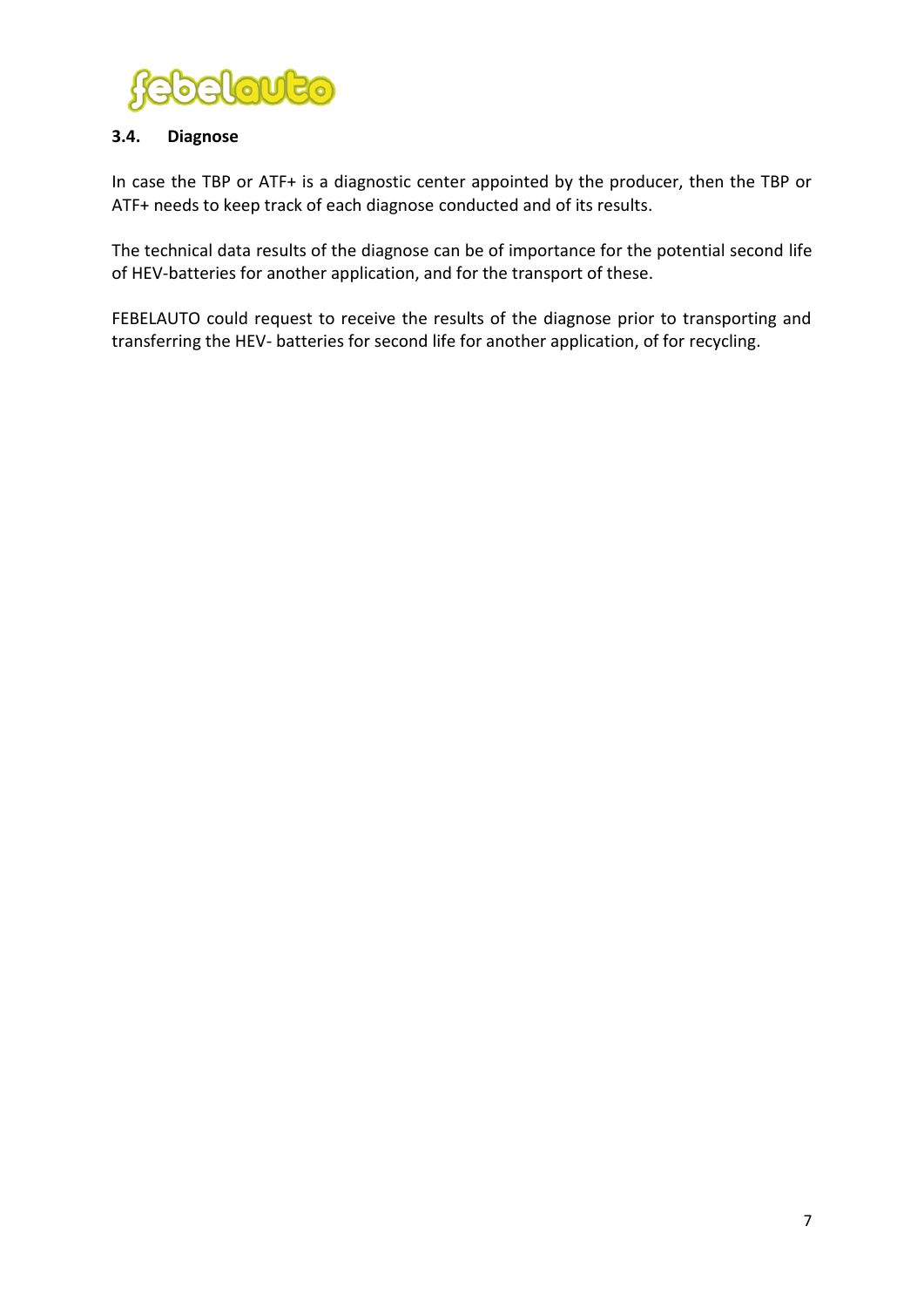### 3.4. Diagnose

In case the TBP or ATF+ is a diagnostic center appointed by the producer, then the TBP or ATF+ needs to keep track of each diagnose conducted and of its results.

The technical data results of the diagnose can be of importance for the potential second life of HEV-batteries for another application, and for the transport of these.

FEBELAUTO could request to receive the results of the diagnose prior to transporting and transferring the HEV- batteries for second life for another application, of for recycling.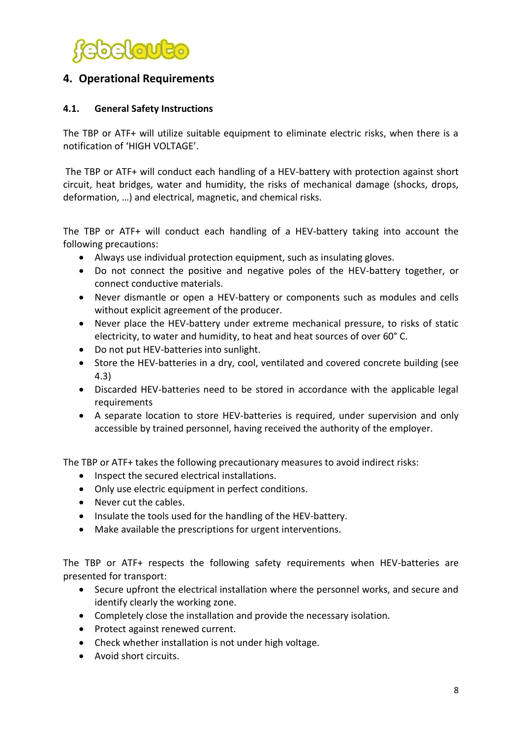## 4. Operational Requirements

### 4.1. General Safety Instructions

The TBP or ATF+ will utilize suitable equipment to eliminate electric risks, when there is a notification of 'HIGH VOLTAGE'.

The TBP or ATF+ will conduct each handling of a HEV-battery with protection against short circuit, heat bridges, water and humidity, the risks of mechanical damage (shocks, drops, deformation, …) and electrical, magnetic, and chemical risks.

The TBP or ATF+ will conduct each handling of a HEV-battery taking into account the following precautions:

- Always use individual protection equipment, such as insulating gloves.
- Do not connect the positive and negative poles of the HEV-battery together, or connect conductive materials.
- Never dismantle or open a HEV-battery or components such as modules and cells without explicit agreement of the producer.
- Never place the HEV-battery under extreme mechanical pressure, to risks of static electricity, to water and humidity, to heat and heat sources of over 60° C.
- Do not put HEV-batteries into sunlight.
- Store the HEV-batteries in a dry, cool, ventilated and covered concrete building (see 4.3)
- Discarded HEV-batteries need to be stored in accordance with the applicable legal requirements
- A separate location to store HEV-batteries is required, under supervision and only accessible by trained personnel, having received the authority of the employer.

The TBP or ATF+ takes the following precautionary measures to avoid indirect risks:

- Inspect the secured electrical installations.
- Only use electric equipment in perfect conditions.
- Never cut the cables.
- Insulate the tools used for the handling of the HEV-battery.
- Make available the prescriptions for urgent interventions.

The TBP or ATF+ respects the following safety requirements when HEV-batteries are presented for transport:

- Secure upfront the electrical installation where the personnel works, and secure and identify clearly the working zone.
- Completely close the installation and provide the necessary isolation.
- Protect against renewed current.
- Check whether installation is not under high voltage.
- Avoid short circuits.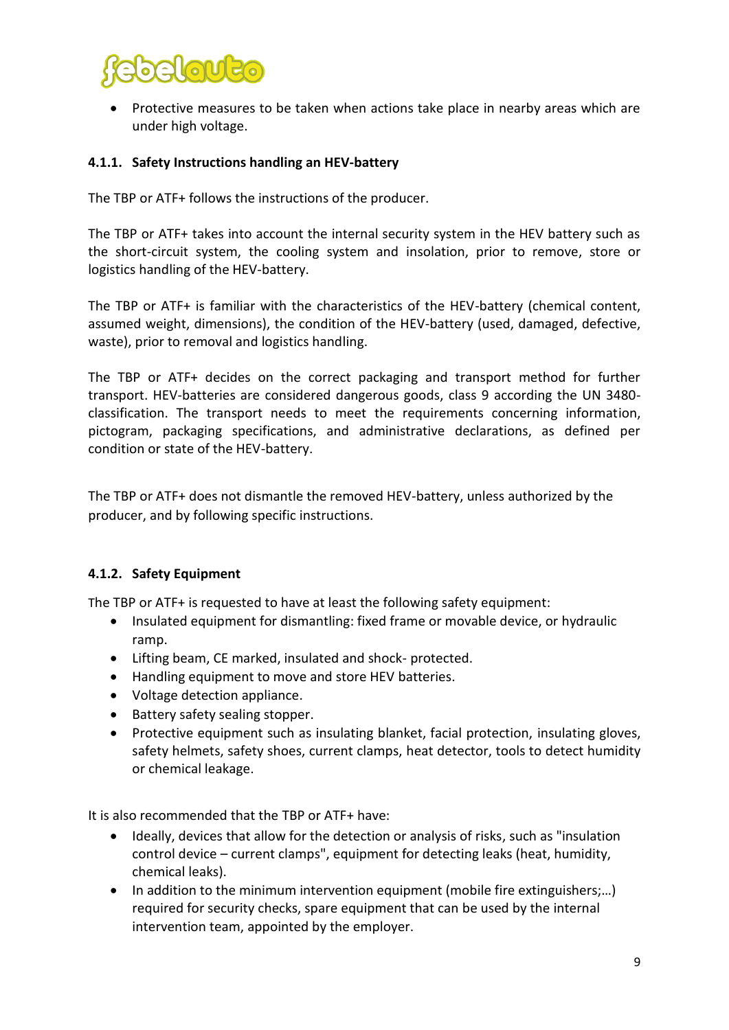- Protective measures to be taken when actions take place in nearby areas which are under high voltage.

### 4.1.1. Safety Instructions handling an HEV-battery

The TBP or ATF+ follows the instructions of the producer.

The TBP or ATF+ takes into account the internal security system in the HEV battery such as the short-circuit system, the cooling system and insolation, prior to remove, store or logistics handling of the HEV-battery.

The TBP or ATF+ is familiar with the characteristics of the HEV-battery (chemical content, assumed weight, dimensions), the condition of the HEV-battery (used, damaged, defective, waste), prior to removal and logistics handling.

The TBP or ATF+ decides on the correct packaging and transport method for further transport. HEV-batteries are considered dangerous goods, class 9 according the UN 3480-classification. The transport needs to meet the requirements concerning information, pictogram, packaging specifications, and administrative declarations, as defined per condition or state of the HEV-battery.

The TBP or ATF+ does not dismantle the removed HEV-battery, unless authorized by the producer, and by following specific instructions.

### 4.1.2. Safety Equipment

The TBP or ATF+ is requested to have at least the following safety equipment:

- Insulated equipment for dismantling: fixed frame or movable device, or hydraulic ramp.
- Lifting beam, CE marked, insulated and shock- protected.
- Handling equipment to move and store HEV batteries.
- Voltage detection appliance.
- Battery safety sealing stopper.
- Protective equipment such as insulating blanket, facial protection, insulating gloves, safety helmets, safety shoes, current clamps, heat detector, tools to detect humidity or chemical leakage.

It is also recommended that the TBP or ATF+ have:

- Ideally, devices that allow for the detection or analysis of risks, such as "insulation control device – current clamps", equipment for detecting leaks (heat, humidity, chemical leaks).
- In addition to the minimum intervention equipment (mobile fire extinguishers;…) required for security checks, spare equipment that can be used by the internal intervention team, appointed by the employer.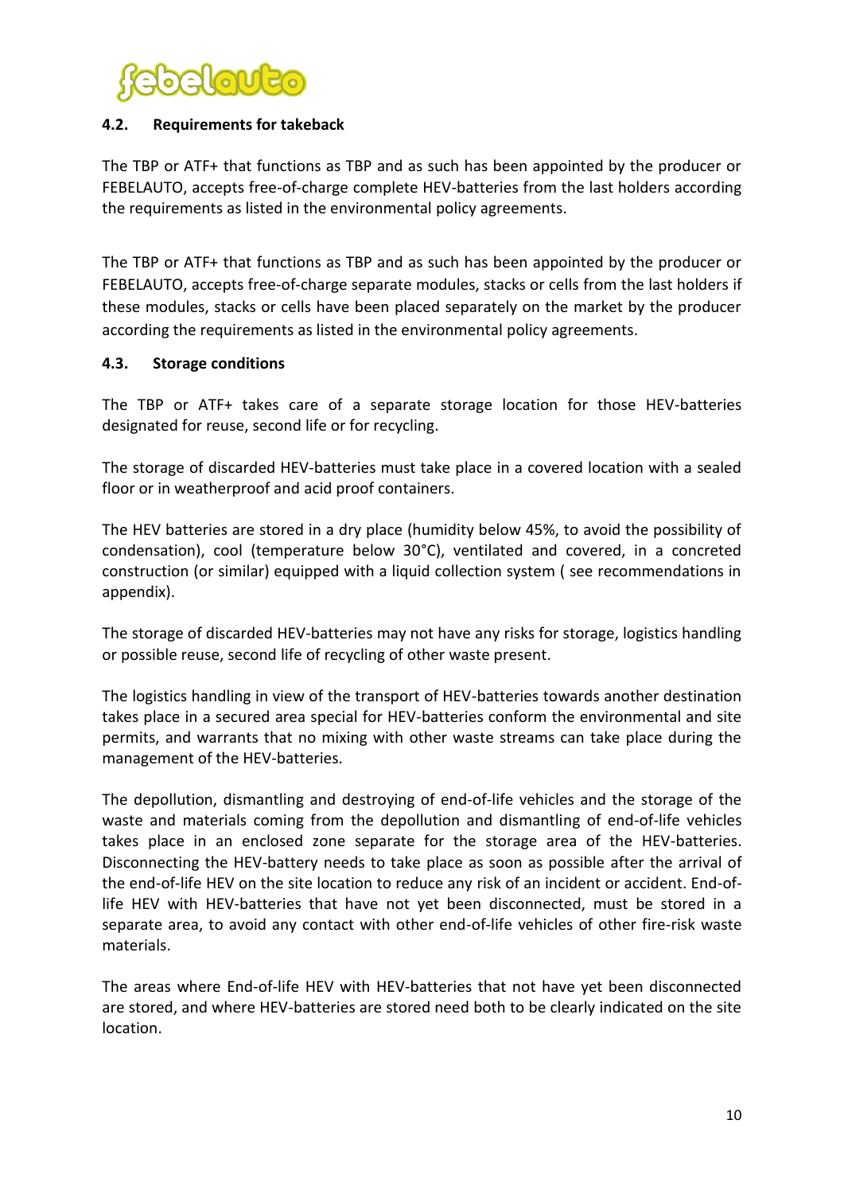### 4.2. Requirements for takeback

The TBP or ATF+ that functions as TBP and as such has been appointed by the producer or FEBELAUTO, accepts free-of-charge complete HEV-batteries from the last holders according the requirements as listed in the environmental policy agreements.

The TBP or ATF+ that functions as TBP and as such has been appointed by the producer or FEBELAUTO, accepts free-of-charge separate modules, stacks or cells from the last holders if these modules, stacks or cells have been placed separately on the market by the producer according the requirements as listed in the environmental policy agreements.

### 4.3. Storage conditions

The TBP or ATF+ takes care of a separate storage location for those HEV-batteries designated for reuse, second life or for recycling.

The storage of discarded HEV-batteries must take place in a covered location with a sealed floor or in weatherproof and acid proof containers.

The HEV batteries are stored in a dry place (humidity below 45%, to avoid the possibility of condensation), cool (temperature below 30°C), ventilated and covered, in a concreted construction (or similar) equipped with a liquid collection system ( see recommendations in appendix).

The storage of discarded HEV-batteries may not have any risks for storage, logistics handling or possible reuse, second life of recycling of other waste present.

The logistics handling in view of the transport of HEV-batteries towards another destination takes place in a secured area special for HEV-batteries conform the environmental and site permits, and warrants that no mixing with other waste streams can take place during the management of the HEV-batteries.

The depollution, dismantling and destroying of end-of-life vehicles and the storage of the waste and materials coming from the depollution and dismantling of end-of-life vehicles takes place in an enclosed zone separate for the storage area of the HEV-batteries. Disconnecting the HEV-battery needs to take place as soon as possible after the arrival of the end-of-life HEV on the site location to reduce any risk of an incident or accident. End-of-life HEV with HEV-batteries that have not yet been disconnected, must be stored in a separate area, to avoid any contact with other end-of-life vehicles of other fire-risk waste materials.

The areas where End-of-life HEV with HEV-batteries that not have yet been disconnected are stored, and where HEV-batteries are stored need both to be clearly indicated on the site location.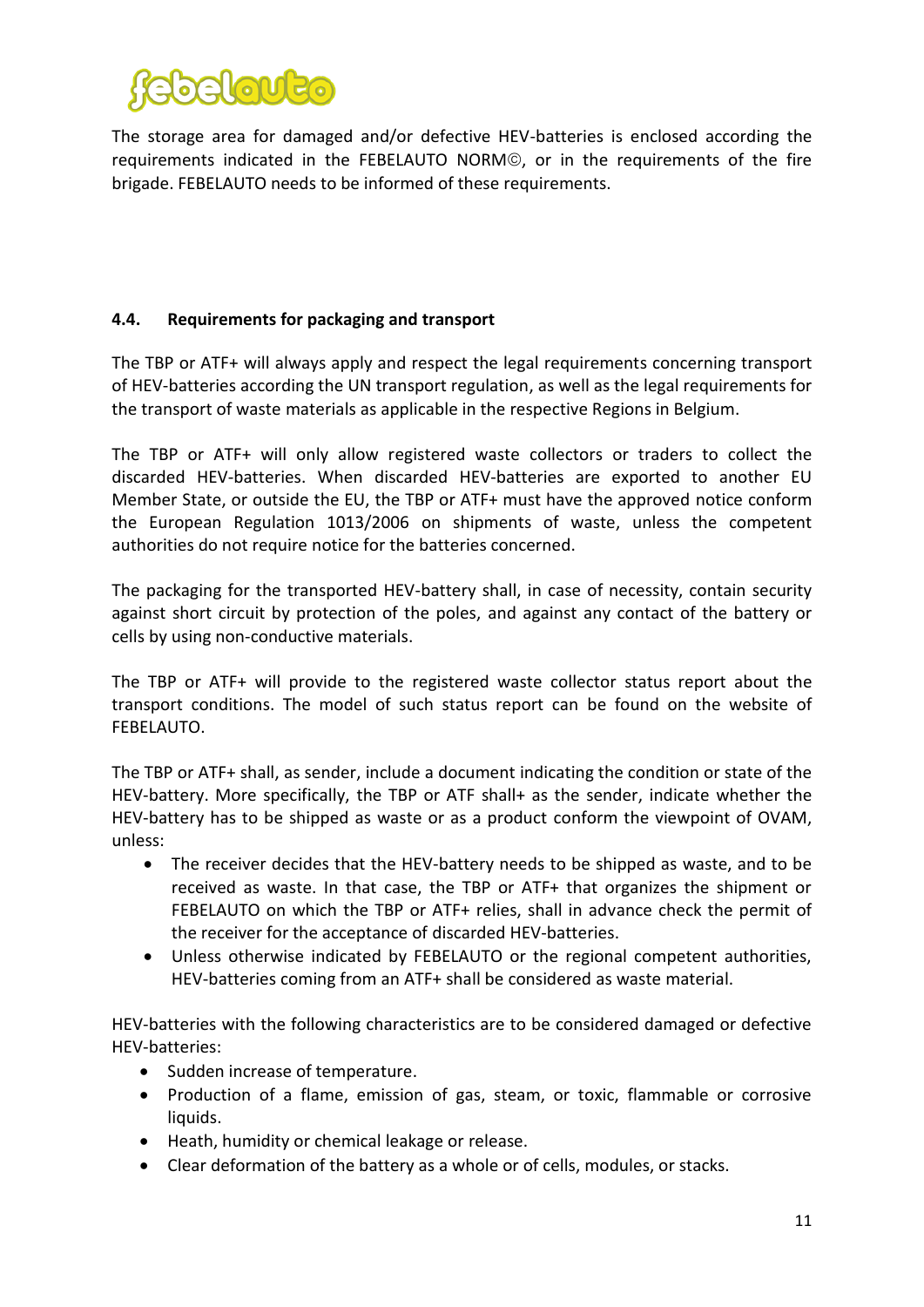The storage area for damaged and/or defective HEV-batteries is enclosed according the requirements indicated in the FEBELAUTO NORM©, or in the requirements of the fire brigade. FEBELAUTO needs to be informed of these requirements.

### 4.4. Requirements for packaging and transport

The TBP or ATF+ will always apply and respect the legal requirements concerning transport of HEV-batteries according the UN transport regulation, as well as the legal requirements for the transport of waste materials as applicable in the respective Regions in Belgium.

The TBP or ATF+ will only allow registered waste collectors or traders to collect the discarded HEV-batteries. When discarded HEV-batteries are exported to another EU Member State, or outside the EU, the TBP or ATF+ must have the approved notice conform the European Regulation 1013/2006 on shipments of waste, unless the competent authorities do not require notice for the batteries concerned.

The packaging for the transported HEV-battery shall, in case of necessity, contain security against short circuit by protection of the poles, and against any contact of the battery or cells by using non-conductive materials.

The TBP or ATF+ will provide to the registered waste collector status report about the transport conditions. The model of such status report can be found on the website of FEBELAUTO.

The TBP or ATF+ shall, as sender, include a document indicating the condition or state of the HEV-battery. More specifically, the TBP or ATF shall+ as the sender, indicate whether the HEV-battery has to be shipped as waste or as a product conform the viewpoint of OVAM, unless:

- The receiver decides that the HEV-battery needs to be shipped as waste, and to be received as waste. In that case, the TBP or ATF+ that organizes the shipment or FEBELAUTO on which the TBP or ATF+ relies, shall in advance check the permit of the receiver for the acceptance of discarded HEV-batteries.
- Unless otherwise indicated by FEBELAUTO or the regional competent authorities, HEV-batteries coming from an ATF+ shall be considered as waste material.

HEV-batteries with the following characteristics are to be considered damaged or defective HEV-batteries:

- Sudden increase of temperature.
- Production of a flame, emission of gas, steam, or toxic, flammable or corrosive liquids.
- Heath, humidity or chemical leakage or release.
- Clear deformation of the battery as a whole or of cells, modules, or stacks.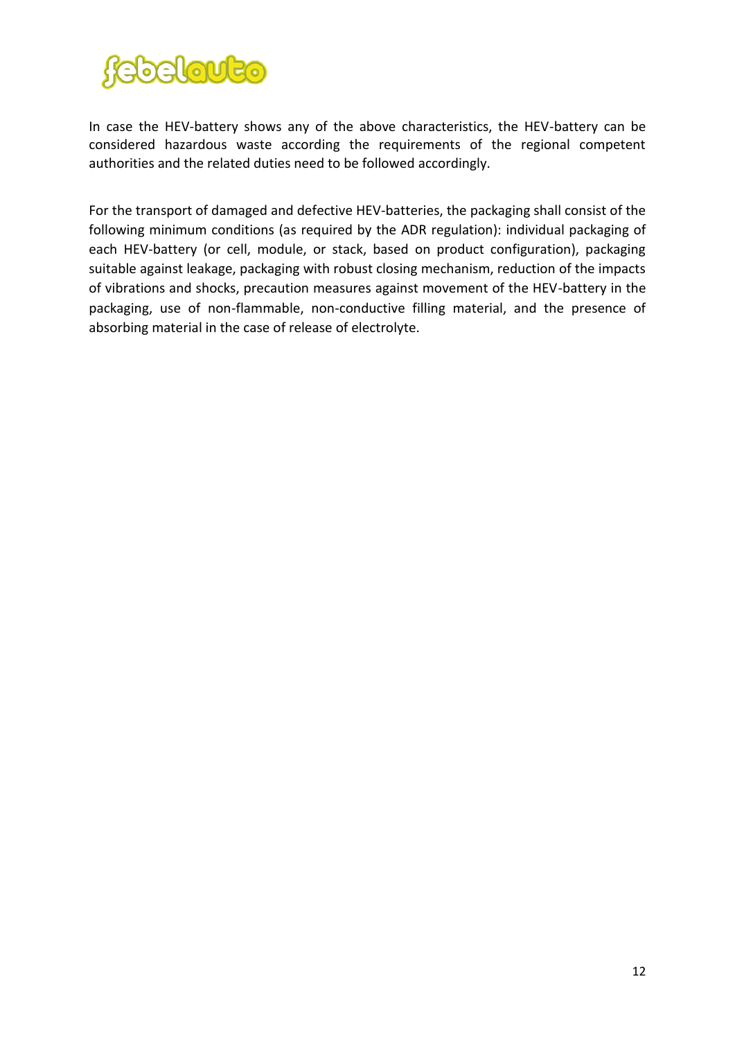In case the HEV-battery shows any of the above characteristics, the HEV-battery can be considered hazardous waste according the requirements of the regional competent authorities and the related duties need to be followed accordingly.

For the transport of damaged and defective HEV-batteries, the packaging shall consist of the following minimum conditions (as required by the ADR regulation): individual packaging of each HEV-battery (or cell, module, or stack, based on product configuration), packaging suitable against leakage, packaging with robust closing mechanism, reduction of the impacts of vibrations and shocks, precaution measures against movement of the HEV-battery in the packaging, use of non-flammable, non-conductive filling material, and the presence of absorbing material in the case of release of electrolyte.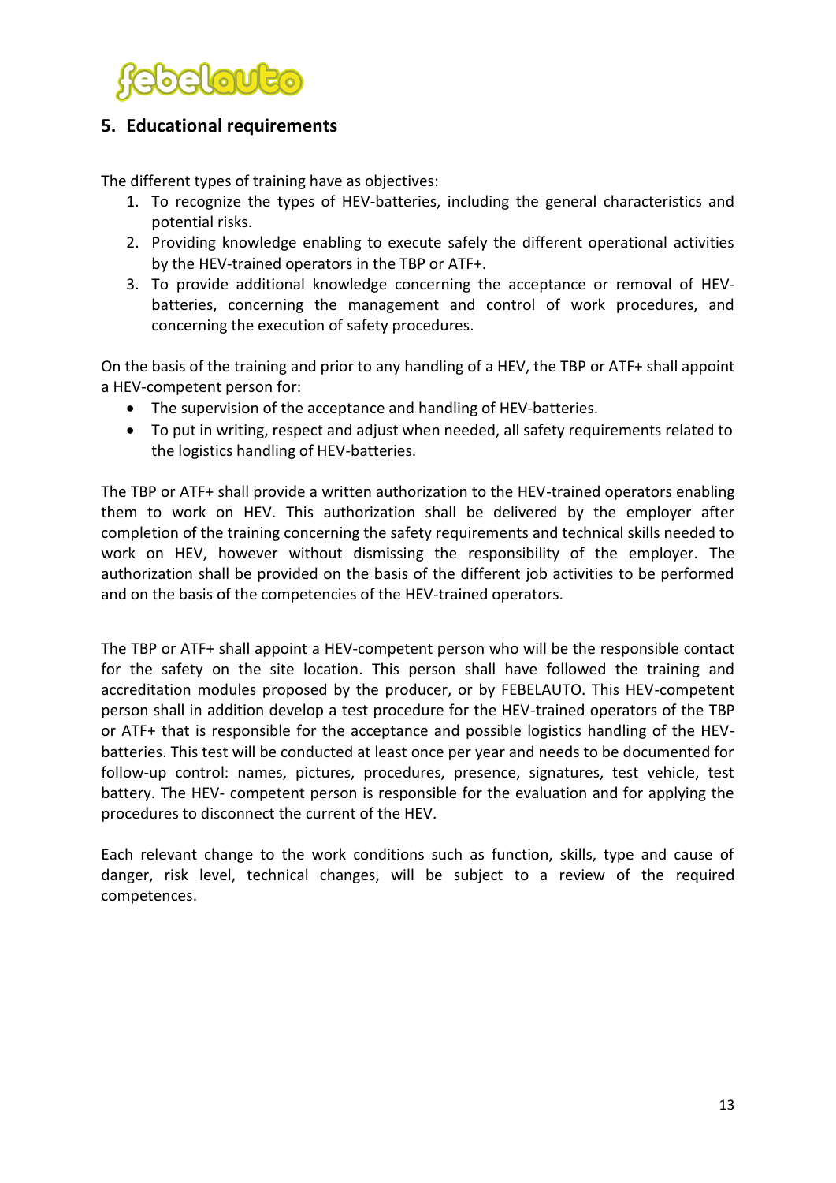## 5. Educational requirements

The different types of training have as objectives:

1. To recognize the types of HEV-batteries, including the general characteristics and potential risks.
2. Providing knowledge enabling to execute safely the different operational activities by the HEV-trained operators in the TBP or ATF+.
3. To provide additional knowledge concerning the acceptance or removal of HEV-batteries, concerning the management and control of work procedures, and concerning the execution of safety procedures.

On the basis of the training and prior to any handling of a HEV, the TBP or ATF+ shall appoint a HEV-competent person for:

- The supervision of the acceptance and handling of HEV-batteries.
- To put in writing, respect and adjust when needed, all safety requirements related to the logistics handling of HEV-batteries.

The TBP or ATF+ shall provide a written authorization to the HEV-trained operators enabling them to work on HEV. This authorization shall be delivered by the employer after completion of the training concerning the safety requirements and technical skills needed to work on HEV, however without dismissing the responsibility of the employer. The authorization shall be provided on the basis of the different job activities to be performed and on the basis of the competencies of the HEV-trained operators.

The TBP or ATF+ shall appoint a HEV-competent person who will be the responsible contact for the safety on the site location. This person shall have followed the training and accreditation modules proposed by the producer, or by FEBELAUTO. This HEV-competent person shall in addition develop a test procedure for the HEV-trained operators of the TBP or ATF+ that is responsible for the acceptance and possible logistics handling of the HEV-batteries. This test will be conducted at least once per year and needs to be documented for follow-up control: names, pictures, procedures, presence, signatures, test vehicle, test battery. The HEV- competent person is responsible for the evaluation and for applying the procedures to disconnect the current of the HEV.

Each relevant change to the work conditions such as function, skills, type and cause of danger, risk level, technical changes, will be subject to a review of the required competences.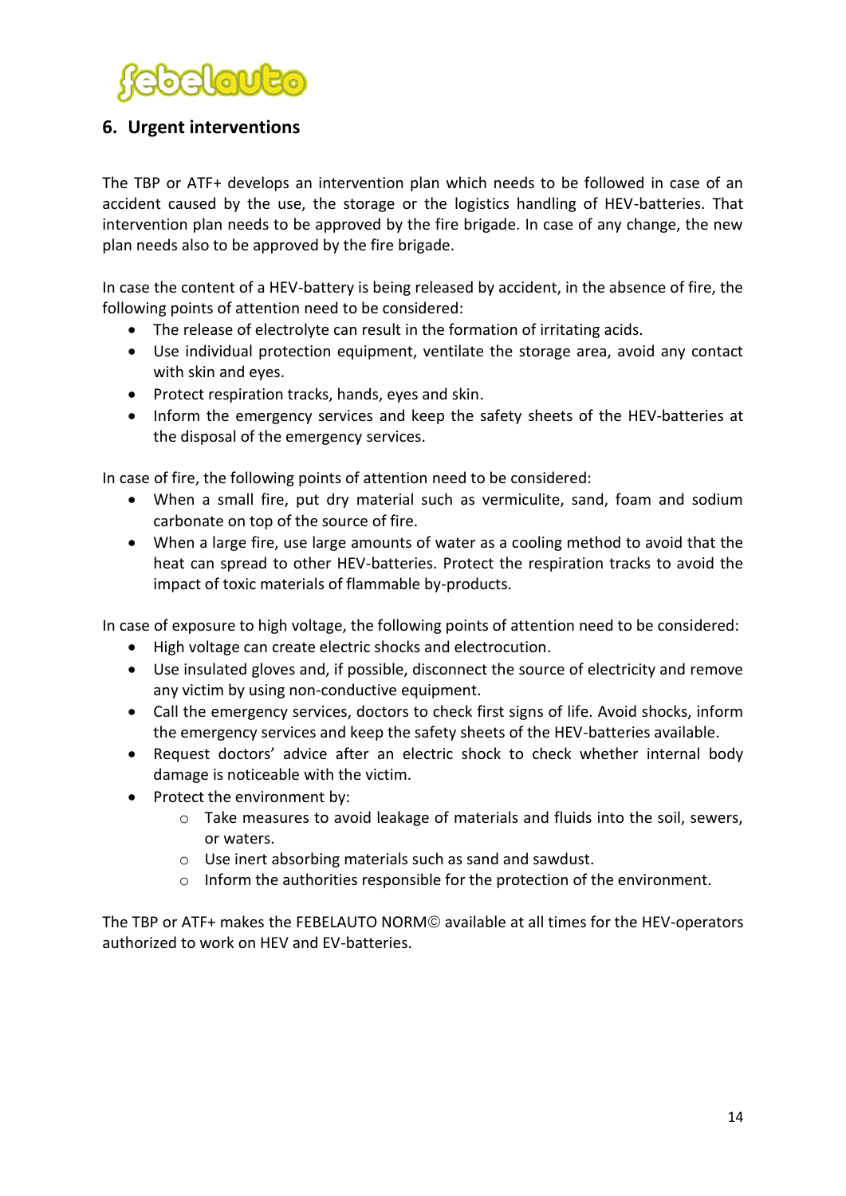## 6. Urgent interventions

The TBP or ATF+ develops an intervention plan which needs to be followed in case of an accident caused by the use, the storage or the logistics handling of HEV-batteries. That intervention plan needs to be approved by the fire brigade. In case of any change, the new plan needs also to be approved by the fire brigade.

In case the content of a HEV-battery is being released by accident, in the absence of fire, the following points of attention need to be considered:

- The release of electrolyte can result in the formation of irritating acids.
- Use individual protection equipment, ventilate the storage area, avoid any contact with skin and eyes.
- Protect respiration tracks, hands, eyes and skin.
- Inform the emergency services and keep the safety sheets of the HEV-batteries at the disposal of the emergency services.

In case of fire, the following points of attention need to be considered:

- When a small fire, put dry material such as vermiculite, sand, foam and sodium carbonate on top of the source of fire.
- When a large fire, use large amounts of water as a cooling method to avoid that the heat can spread to other HEV-batteries. Protect the respiration tracks to avoid the impact of toxic materials of flammable by-products.

In case of exposure to high voltage, the following points of attention need to be considered:

- High voltage can create electric shocks and electrocution.
- Use insulated gloves and, if possible, disconnect the source of electricity and remove any victim by using non-conductive equipment.
- Call the emergency services, doctors to check first signs of life. Avoid shocks, inform the emergency services and keep the safety sheets of the HEV-batteries available.
- Request doctors' advice after an electric shock to check whether internal body damage is noticeable with the victim.
- Protect the environment by:
  - Take measures to avoid leakage of materials and fluids into the soil, sewers, or waters.
  - Use inert absorbing materials such as sand and sawdust.
  - Inform the authorities responsible for the protection of the environment.

The TBP or ATF+ makes the FEBELAUTO NORM© available at all times for the HEV-operators authorized to work on HEV and EV-batteries.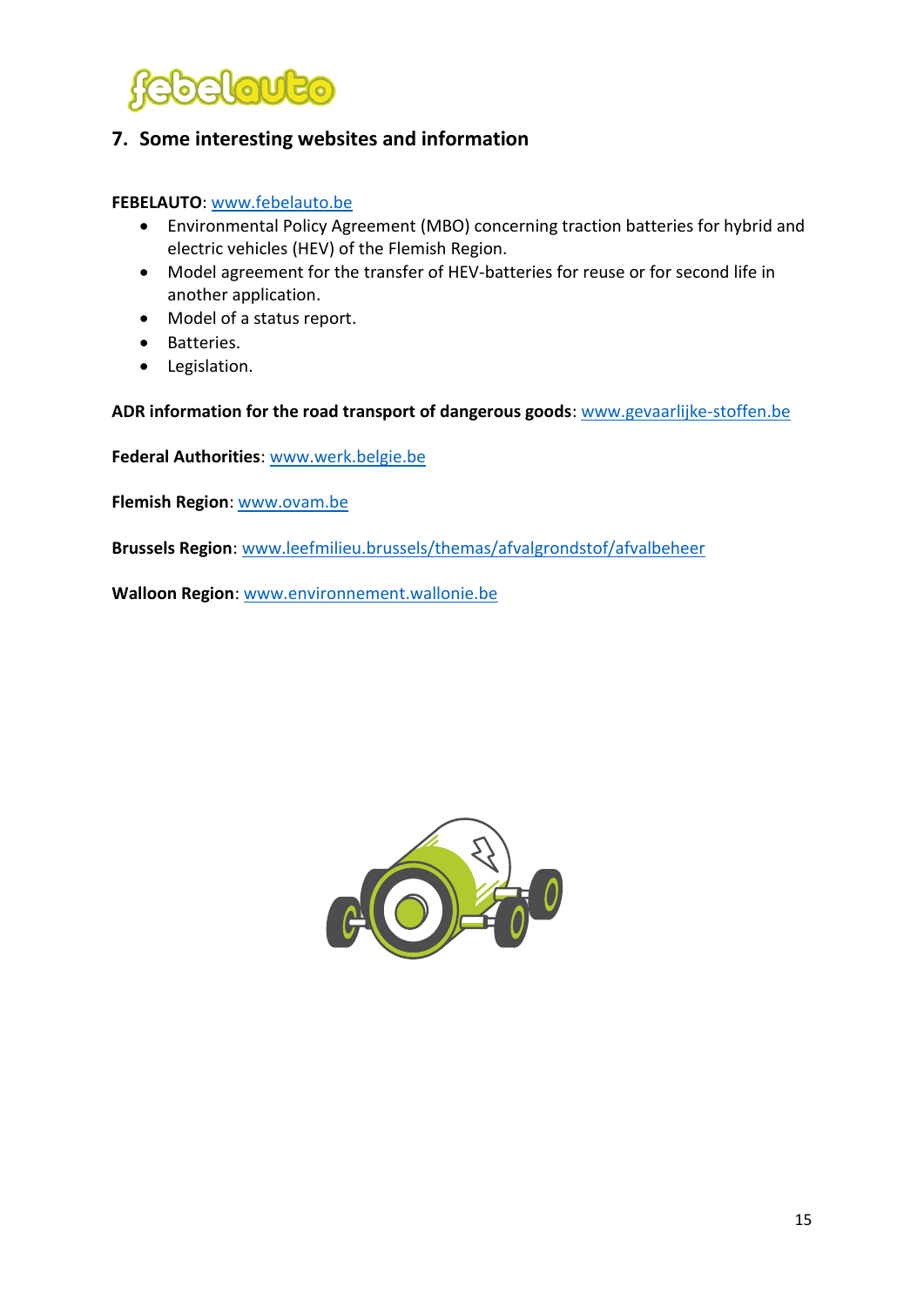## 7. Some interesting websites and information

**FEBELAUTO**: www.febelauto.be

- Environmental Policy Agreement (MBO) concerning traction batteries for hybrid and electric vehicles (HEV) of the Flemish Region.
- Model agreement for the transfer of HEV-batteries for reuse or for second life in another application.
- Model of a status report.
- Batteries.
- Legislation.

**ADR information for the road transport of dangerous goods**: www.gevaarlijke-stoffen.be

**Federal Authorities**: www.werk.belgie.be

**Flemish Region**: www.ovam.be

**Brussels Region**: www.leefmilieu.brussels/themas/afvalgrondstof/afvalbeheer

**Walloon Region**: www.environnement.wallonie.be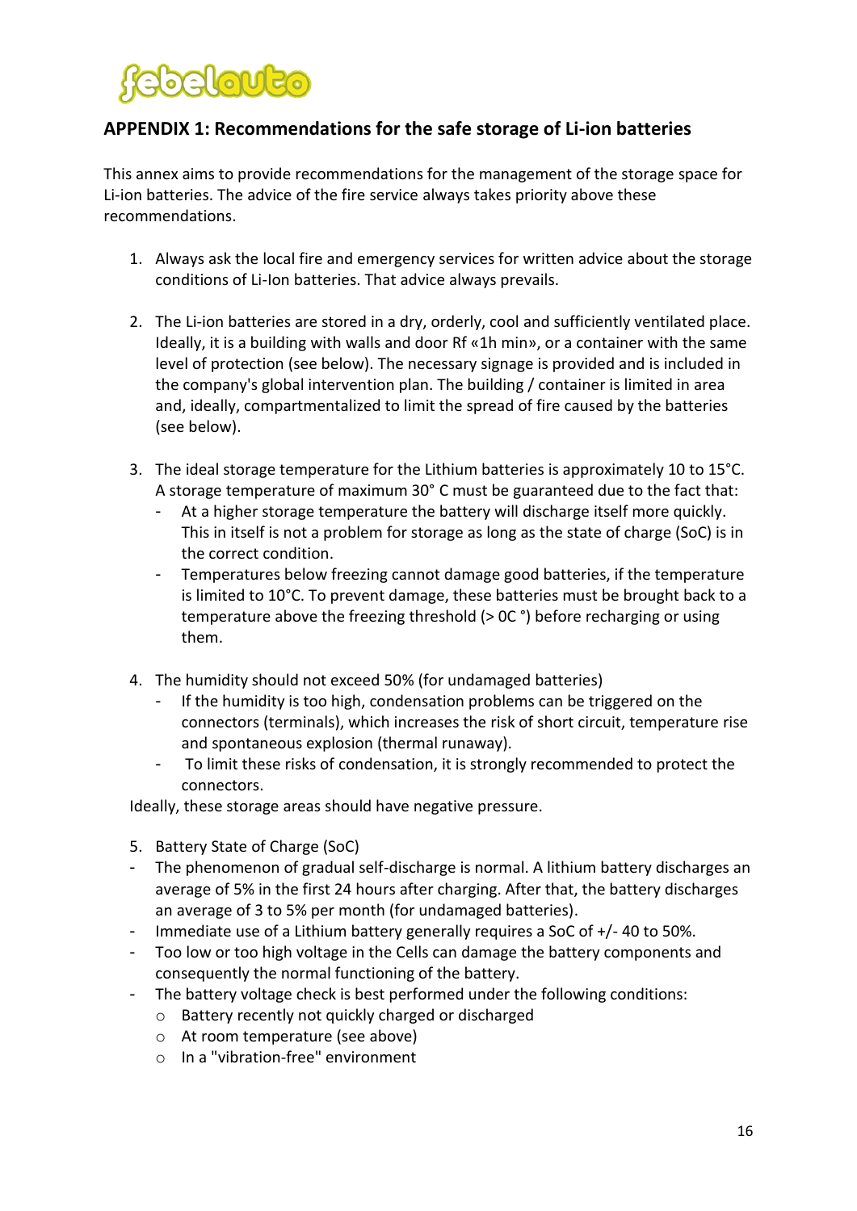## APPENDIX 1: Recommendations for the safe storage of Li-ion batteries

This annex aims to provide recommendations for the management of the storage space for Li-ion batteries. The advice of the fire service always takes priority above these recommendations.

1. Always ask the local fire and emergency services for written advice about the storage conditions of Li-Ion batteries. That advice always prevails.

2. The Li-ion batteries are stored in a dry, orderly, cool and sufficiently ventilated place. Ideally, it is a building with walls and door Rf «1h min», or a container with the same level of protection (see below). The necessary signage is provided and is included in the company's global intervention plan. The building / container is limited in area and, ideally, compartmentalized to limit the spread of fire caused by the batteries (see below).

3. The ideal storage temperature for the Lithium batteries is approximately 10 to 15°C. A storage temperature of maximum 30° C must be guaranteed due to the fact that:
   - At a higher storage temperature the battery will discharge itself more quickly. This in itself is not a problem for storage as long as the state of charge (SoC) is in the correct condition.
   - Temperatures below freezing cannot damage good batteries, if the temperature is limited to 10°C. To prevent damage, these batteries must be brought back to a temperature above the freezing threshold (> 0C °) before recharging or using them.

4. The humidity should not exceed 50% (for undamaged batteries)
   - If the humidity is too high, condensation problems can be triggered on the connectors (terminals), which increases the risk of short circuit, temperature rise and spontaneous explosion (thermal runaway).
   - To limit these risks of condensation, it is strongly recommended to protect the connectors.

   Ideally, these storage areas should have negative pressure.

5. Battery State of Charge (SoC)

- The phenomenon of gradual self-discharge is normal. A lithium battery discharges an average of 5% in the first 24 hours after charging. After that, the battery discharges an average of 3 to 5% per month (for undamaged batteries).
- Immediate use of a Lithium battery generally requires a SoC of +/- 40 to 50%.
- Too low or too high voltage in the Cells can damage the battery components and consequently the normal functioning of the battery.
- The battery voltage check is best performed under the following conditions:
  - Battery recently not quickly charged or discharged
  - At room temperature (see above)
  - In a "vibration-free" environment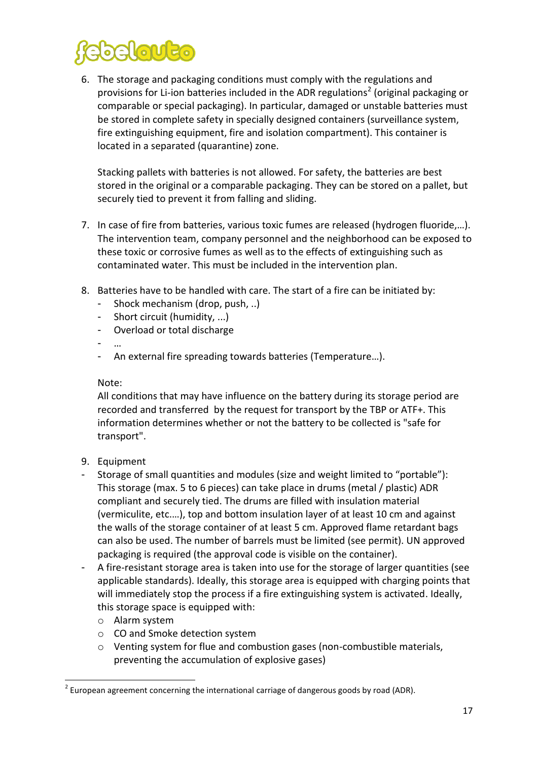6. The storage and packaging conditions must comply with the regulations and provisions for Li-ion batteries included in the ADR regulations[2] (original packaging or comparable or special packaging). In particular, damaged or unstable batteries must be stored in complete safety in specially designed containers (surveillance system, fire extinguishing equipment, fire and isolation compartment). This container is located in a separated (quarantine) zone.

   Stacking pallets with batteries is not allowed. For safety, the batteries are best stored in the original or a comparable packaging. They can be stored on a pallet, but securely tied to prevent it from falling and sliding.

7. In case of fire from batteries, various toxic fumes are released (hydrogen fluoride,…). The intervention team, company personnel and the neighborhood can be exposed to these toxic or corrosive fumes as well as to the effects of extinguishing such as contaminated water. This must be included in the intervention plan.

8. Batteries have to be handled with care. The start of a fire can be initiated by:
   - Shock mechanism (drop, push, ..)
   - Short circuit (humidity, ...)
   - Overload or total discharge
   - …
   - An external fire spreading towards batteries (Temperature…).

   Note:
   All conditions that may have influence on the battery during its storage period are recorded and transferred by the request for transport by the TBP or ATF+. This information determines whether or not the battery to be collected is "safe for transport".

9. Equipment

- Storage of small quantities and modules (size and weight limited to "portable"): This storage (max. 5 to 6 pieces) can take place in drums (metal / plastic) ADR compliant and securely tied. The drums are filled with insulation material (vermiculite, etc.…), top and bottom insulation layer of at least 10 cm and against the walls of the storage container of at least 5 cm. Approved flame retardant bags can also be used. The number of barrels must be limited (see permit). UN approved packaging is required (the approval code is visible on the container).
- A fire-resistant storage area is taken into use for the storage of larger quantities (see applicable standards). Ideally, this storage area is equipped with charging points that will immediately stop the process if a fire extinguishing system is activated. Ideally, this storage space is equipped with:
  - Alarm system
  - CO and Smoke detection system
  - Venting system for flue and combustion gases (non-combustible materials, preventing the accumulation of explosive gases)

[2] European agreement concerning the international carriage of dangerous goods by road (ADR).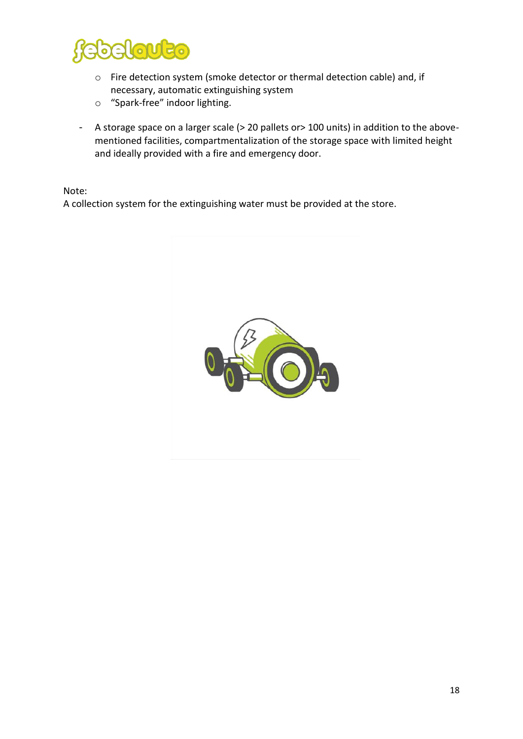- Fire detection system (smoke detector or thermal detection cable) and, if necessary, automatic extinguishing system
- "Spark-free" indoor lighting.

- A storage space on a larger scale (> 20 pallets or> 100 units) in addition to the above-mentioned facilities, compartmentalization of the storage space with limited height and ideally provided with a fire and emergency door.

Note:
A collection system for the extinguishing water must be provided at the store.